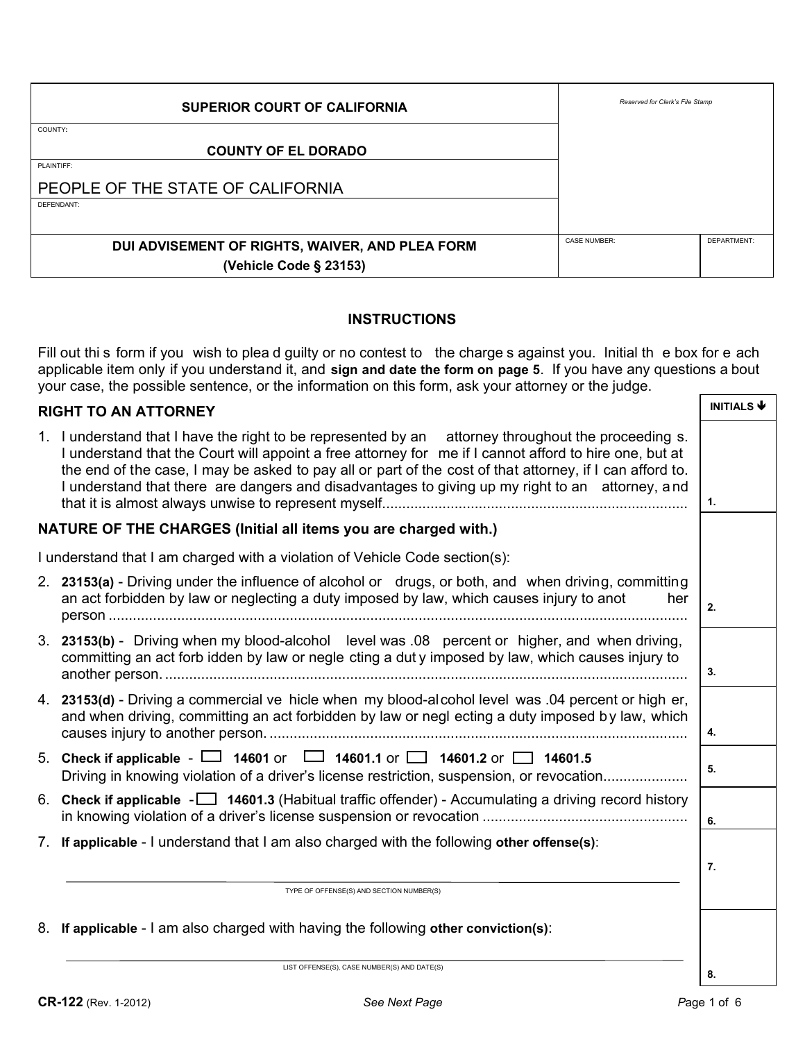| SUPERIOR COURT OF CALIFORNIA | *Reserved for Clerk's File Stamp* | |
|---|---|---|
| COUNTY: **COUNTY OF EL DORADO** | | |
| PLAINTIFF: PEOPLE OF THE STATE OF CALIFORNIA | | |
| DEFENDANT: | | |
| **DUI ADVISEMENT OF RIGHTS, WAIVER, AND PLEA FORM (Vehicle Code § 23153)** | CASE NUMBER: | DEPARTMENT: |

## INSTRUCTIONS

Fill out this form if you wish to plead guilty or no contest to the charges against you. Initial the box for each applicable item only if you understand it, and **sign and date the form on page 5**. If you have any questions about your case, the possible sentence, or the information on this form, ask your attorney or the judge.

| | INITIALS ↓ |
|---|---|
| **RIGHT TO AN ATTORNEY** | |
| 1. I understand that I have the right to be represented by an attorney throughout the proceedings. I understand that the Court will appoint a free attorney for me if I cannot afford to hire one, but at the end of the case, I may be asked to pay all or part of the cost of that attorney, if I can afford to. I understand that there are dangers and disadvantages to giving up my right to an attorney, and that it is almost always unwise to represent myself........................................................................... | 1. |
| **NATURE OF THE CHARGES (Initial all items you are charged with.)** I understand that I am charged with a violation of Vehicle Code section(s): | |
| 2. **23153(a)** - Driving under the influence of alcohol or drugs, or both, and when driving, committing an act forbidden by law or neglecting a duty imposed by law, which causes injury to another person ................................................................................................................................... | 2. |
| 3. **23153(b)** - Driving when my blood-alcohol level was .08 percent or higher, and when driving, committing an act forbidden by law or neglecting a duty imposed by law, which causes injury to another person. .................................................................................................................................. | 3. |
| 4. **23153(d)** - Driving a commercial vehicle when my blood-alcohol level was .04 percent or higher, and when driving, committing an act forbidden by law or neglecting a duty imposed by law, which causes injury to another person. ......................................................................................................... | 4. |
| 5. **Check if applicable** - ☐ **14601** or ☐ **14601.1** or ☐ **14601.2** or ☐ **14601.5** Driving in knowing violation of a driver's license restriction, suspension, or revocation.................... | 5. |
| 6. **Check if applicable** - ☐ **14601.3** (Habitual traffic offender) - Accumulating a driving record history in knowing violation of a driver's license suspension or revocation .................................................. | 6. |
| 7. **If applicable** - I understand that I am also charged with the following **other offense(s)**: ____________________ TYPE OF OFFENSE(S) AND SECTION NUMBER(S) | 7. |
| 8. **If applicable** - I am also charged with having the following **other conviction(s)**: ____________________ LIST OFFENSE(S), CASE NUMBER(S) AND DATE(S) | 8. |

**CR-122** (Rev. 1-2012) *See Next Page*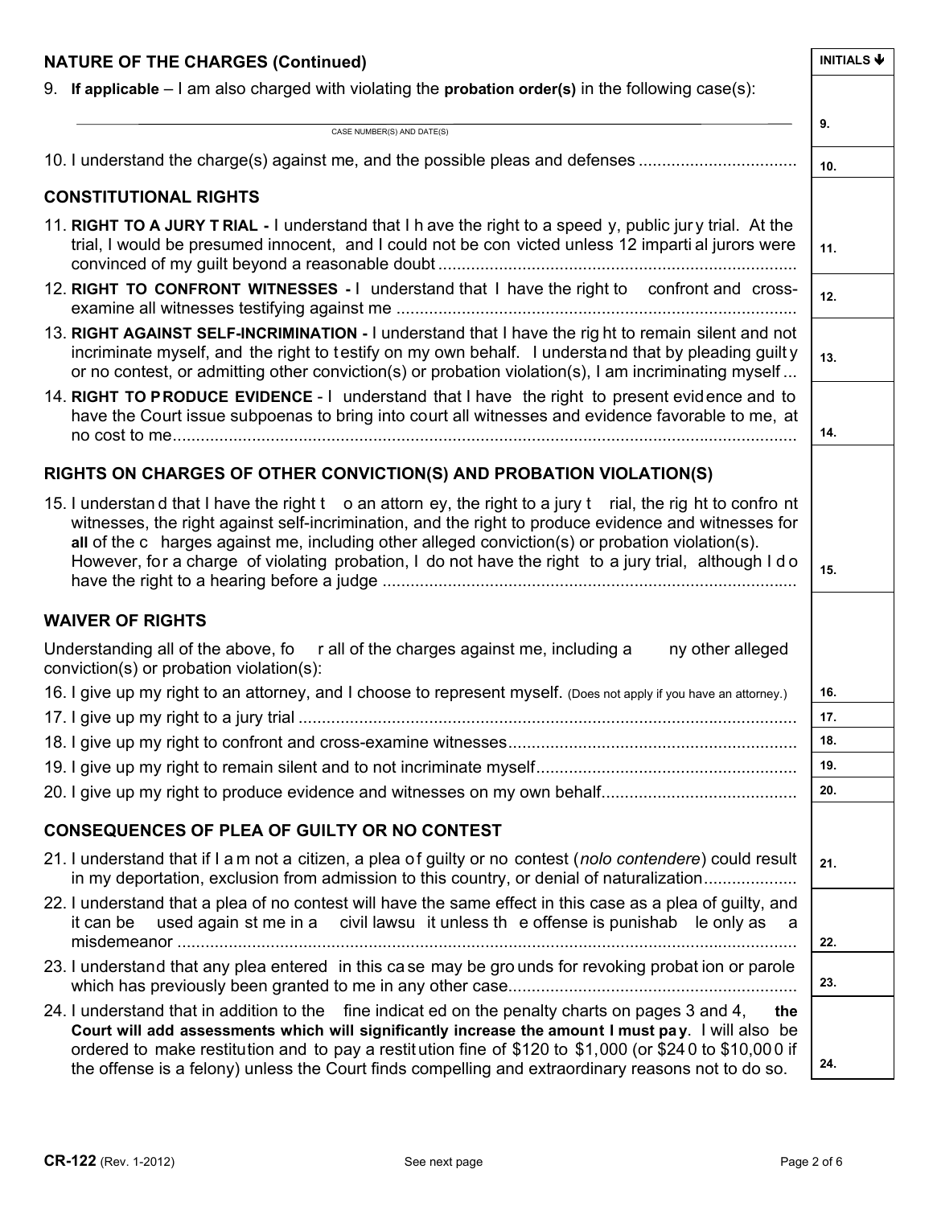## NATURE OF THE CHARGES (Continued)

| | INITIALS ↓ |
|---|---|
| 9. **If applicable** – I am also charged with violating the **probation order(s)** in the following case(s): ______________________ CASE NUMBER(S) AND DATE(S) | 9. |
| 10. I understand the charge(s) against me, and the possible pleas and defenses ................................. | 10. |

## CONSTITUTIONAL RIGHTS

| | |
|---|---|
| 11. **RIGHT TO A JURY TRIAL -** I understand that I have the right to a speedy, public jury trial. At the trial, I would be presumed innocent, and I could not be convicted unless 12 impartial jurors were convinced of my guilt beyond a reasonable doubt ............................................................................ | 11. |
| 12. **RIGHT TO CONFRONT WITNESSES -** I understand that I have the right to confront and cross-examine all witnesses testifying against me ..................................................................................... | 12. |
| 13. **RIGHT AGAINST SELF-INCRIMINATION -** I understand that I have the right to remain silent and not incriminate myself, and the right to testify on my own behalf. I understand that by pleading guilty or no contest, or admitting other conviction(s) or probation violation(s), I am incriminating myself ... | 13. |
| 14. **RIGHT TO PRODUCE EVIDENCE** - I understand that I have the right to present evidence and to have the Court issue subpoenas to bring into court all witnesses and evidence favorable to me, at no cost to me........................................................................................................................ | 14. |

## RIGHTS ON CHARGES OF OTHER CONVICTION(S) AND PROBATION VIOLATION(S)

| | |
|---|---|
| 15. I understand that I have the right to an attorney, the right to a jury trial, the right to confront witnesses, the right against self-incrimination, and the right to produce evidence and witnesses for **all** of the charges against me, including other alleged conviction(s) or probation violation(s). However, for a charge of violating probation, I do not have the right to a jury trial, although I do have the right to a hearing before a judge ........................................................................................ | 15. |

## WAIVER OF RIGHTS

Understanding all of the above, for all of the charges against me, including any other alleged conviction(s) or probation violation(s):

| | |
|---|---|
| 16. I give up my right to an attorney, and I choose to represent myself. (Does not apply if you have an attorney.) | 16. |
| 17. I give up my right to a jury trial ......................................................................................................... | 17. |
| 18. I give up my right to confront and cross-examine witnesses............................................................. | 18. |
| 19. I give up my right to remain silent and to not incriminate myself....................................................... | 19. |
| 20. I give up my right to produce evidence and witnesses on my own behalf.......................................... | 20. |

## CONSEQUENCES OF PLEA OF GUILTY OR NO CONTEST

| | |
|---|---|
| 21. I understand that if I am not a citizen, a plea of guilty or no contest (*nolo contendere*) could result in my deportation, exclusion from admission to this country, or denial of naturalization.................... | 21. |
| 22. I understand that a plea of no contest will have the same effect in this case as a plea of guilty, and it can be used against me in a civil lawsuit unless the offense is punishable only as a misdemeanor ..................................................................................................................................... | 22. |
| 23. I understand that any plea entered in this case may be grounds for revoking probation or parole which has previously been granted to me in any other case............................................................. | 23. |
| 24. I understand that in addition to the fine indicated on the penalty charts on pages 3 and 4, **the Court will add assessments which will significantly increase the amount I must pay**. I will also be ordered to make restitution and to pay a restitution fine of $120 to $1,000 (or $240 to $10,000 if the offense is a felony) unless the Court finds compelling and extraordinary reasons not to do so. | 24. |

**CR-122** (Rev. 1-2012) See next page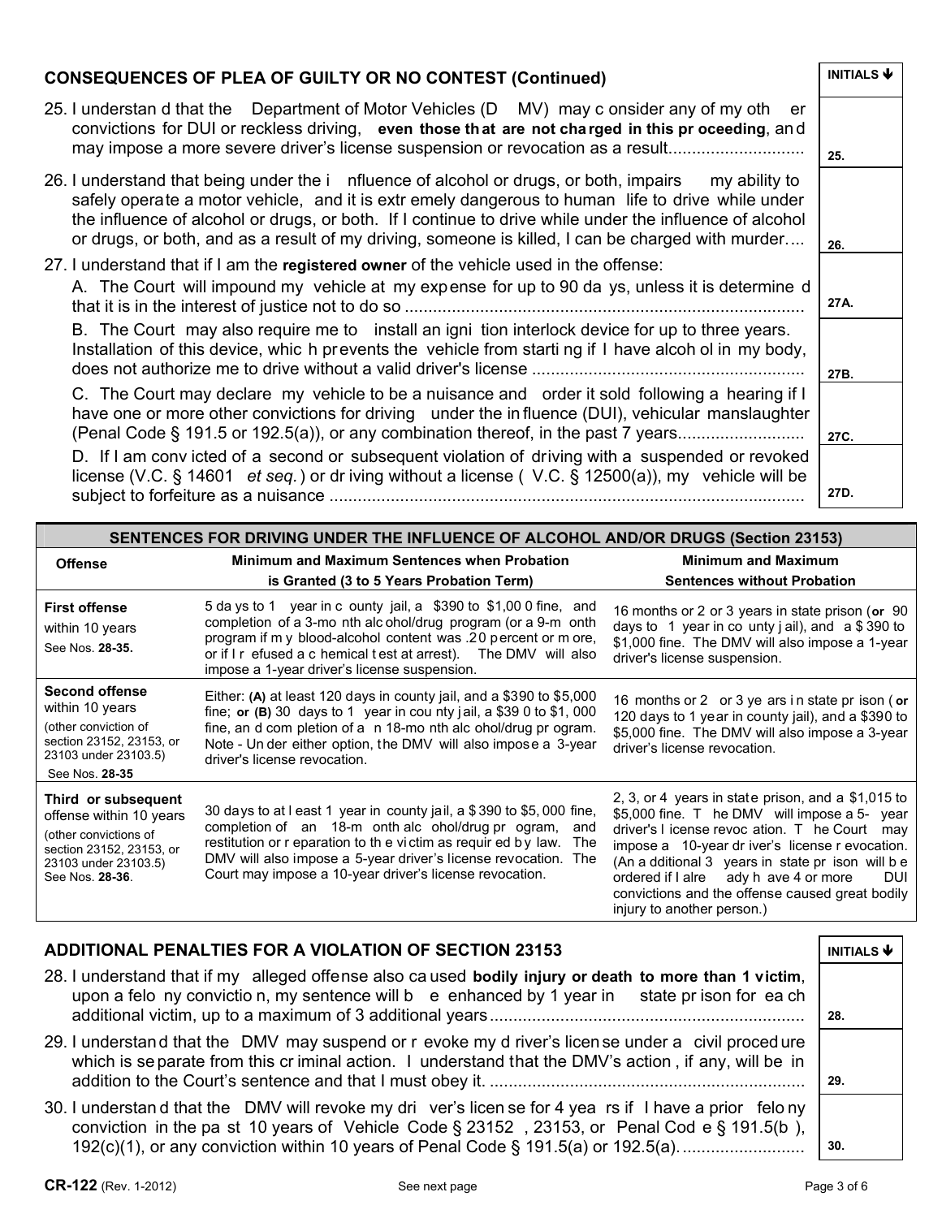## CONSEQUENCES OF PLEA OF GUILTY OR NO CONTEST (Continued)

| | INITIALS ↓ |
|---|---|
| 25. I understand that the Department of Motor Vehicles (DMV) may consider any of my other convictions for DUI or reckless driving, **even those that are not charged in this proceeding**, and may impose a more severe driver's license suspension or revocation as a result............................ | 25. |
| 26. I understand that being under the influence of alcohol or drugs, or both, impairs my ability to safely operate a motor vehicle, and it is extremely dangerous to human life to drive while under the influence of alcohol or drugs, or both. If I continue to drive while under the influence of alcohol or drugs, or both, and as a result of my driving, someone is killed, I can be charged with murder.... | 26. |
| 27. I understand that if I am the **registered owner** of the vehicle used in the offense: A. The Court will impound my vehicle at my expense for up to 90 days, unless it is determined that it is in the interest of justice not to do so .................................................................................... | 27A. |
| B. The Court may also require me to install an ignition interlock device for up to three years. Installation of this device, which prevents the vehicle from starting if I have alcohol in my body, does not authorize me to drive without a valid driver's license ......................................................... | 27B. |
| C. The Court may declare my vehicle to be a nuisance and order it sold following a hearing if I have one or more other convictions for driving under the influence (DUI), vehicular manslaughter (Penal Code § 191.5 or 192.5(a)), or any combination thereof, in the past 7 years.......................... | 27C. |
| D. If I am convicted of a second or subsequent violation of driving with a suspended or revoked license (V.C. § 14601 *et seq.*) or driving without a license (V.C. § 12500(a)), my vehicle will be subject to forfeiture as a nuisance ..................................................................................................... | 27D. |

## SENTENCES FOR DRIVING UNDER THE INFLUENCE OF ALCOHOL AND/OR DRUGS (Section 23153)

| Offense | Minimum and Maximum Sentences when Probation is Granted (3 to 5 Years Probation Term) | Minimum and Maximum Sentences without Probation |
|---|---|---|
| **First offense** within 10 years See Nos. **28-35.** | 5 days to 1 year in county jail, a $390 to $1,000 fine, and completion of a 3-month alcohol/drug program (or a 9-month program if my blood-alcohol content was .20 percent or more, or if I refused a chemical test at arrest). The DMV will also impose a 1-year driver's license suspension. | 16 months or 2 or 3 years in state prison (**or** 90 days to 1 year in county jail), and a $390 to $1,000 fine. The DMV will also impose a 1-year driver's license suspension. |
| **Second offense** within 10 years (other conviction of section 23152, 23153, or 23103 under 23103.5) See Nos. **28-35** | Either: **(A)** at least 120 days in county jail, and a $390 to $5,000 fine; **or (B)** 30 days to 1 year in county jail, a $390 to $1,000 fine, and completion of a n 18-month alcohol/drug program. Note - Under either option, the DMV will also impose a 3-year driver's license revocation. | 16 months or 2 or 3 years in state prison (**or** 120 days to 1 year in county jail), and a $390 to $5,000 fine. The DMV will also impose a 3-year driver's license revocation. |
| **Third or subsequent** offense within 10 years (other convictions of section 23152, 23153, or 23103 under 23103.5) See Nos. **28-36**. | 30 days to at least 1 year in county jail, a $390 to $5,000 fine, completion of an 18-month alcohol/drug program, and restitution or reparation to the victim as required by law. The DMV will also impose a 5-year driver's license revocation. The Court may impose a 10-year driver's license revocation. | 2, 3, or 4 years in state prison, and a $1,015 to $5,000 fine. The DMV will impose a 5-year driver's license revocation. The Court may impose a 10-year driver's license revocation. (An additional 3 years in state prison will be ordered if I already have 4 or more DUI convictions and the offense caused great bodily injury to another person.) |

## ADDITIONAL PENALTIES FOR A VIOLATION OF SECTION 23153

| | INITIALS ↓ |
|---|---|
| 28. I understand that if my alleged offense also caused **bodily injury or death to more than 1 victim**, upon a felony conviction, my sentence will be enhanced by 1 year in state prison for each additional victim, up to a maximum of 3 additional years.................................................................. | 28. |
| 29. I understand that the DMV may suspend or revoke my driver's license under a civil procedure which is separate from this criminal action. I understand that the DMV's action, if any, will be in addition to the Court's sentence and that I must obey it. .................................................................. | 29. |
| 30. I understand that the DMV will revoke my driver's license for 4 years if I have a prior felony conviction in the past 10 years of Vehicle Code § 23152, 23153, or Penal Code § 191.5(b), 192(c)(1), or any conviction within 10 years of Penal Code § 191.5(a) or 192.5(a).......................... | 30. |

CR-122 (Rev. 1-2012) See next page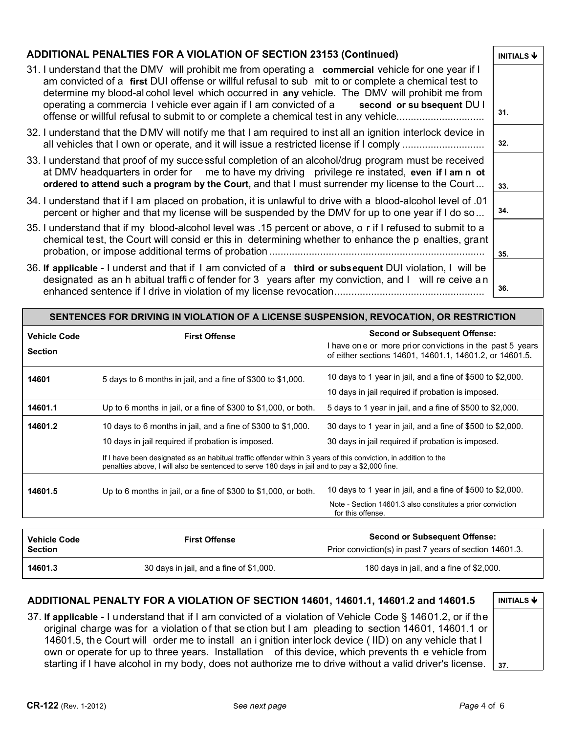## ADDITIONAL PENALTIES FOR A VIOLATION OF SECTION 23153 (Continued)

**INITIALS ↓**

31. I understand that the DMV will prohibit me from operating a **commercial** vehicle for one year if I am convicted of a **first** DUI offense or willful refusal to submit to or complete a chemical test to determine my blood-alcohol level which occurred in **any** vehicle. The DMV will prohibit me from operating a commercial vehicle ever again if I am convicted of a **second or subsequent** DUI offense or willful refusal to submit to or complete a chemical test in any vehicle.............................. 31. \_\_\_\_

32. I understand that the DMV will notify me that I am required to install an ignition interlock device in all vehicles that I own or operate, and it will issue a restricted license if I comply ............................ 32. \_\_\_\_

33. I understand that proof of my successful completion of an alcohol/drug program must be received at DMV headquarters in order for me to have my driving privilege reinstated, **even if I am not ordered to attend such a program by the Court,** and that I must surrender my license to the Court ... 33. \_\_\_\_

34. I understand that if I am placed on probation, it is unlawful to drive with a blood-alcohol level of .01 percent or higher and that my license will be suspended by the DMV for up to one year if I do so ... 34. \_\_\_\_

35. I understand that if my blood-alcohol level was .15 percent or above, or if I refused to submit to a chemical test, the Court will consider this in determining whether to enhance the penalties, grant probation, or impose additional terms of probation ........................................................................... 35. \_\_\_\_

36. **If applicable** - I understand that if I am convicted of a **third or subsequent** DUI violation, I will be designated as an habitual traffic offender for 3 years after my conviction, and I will receive an enhanced sentence if I drive in violation of my license revocation..................................................... 36. \_\_\_\_

## SENTENCES FOR DRIVING IN VIOLATION OF A LICENSE SUSPENSION, REVOCATION, OR RESTRICTION

| Vehicle Code Section | First Offense | Second or Subsequent Offense: I have one or more prior convictions in the past 5 years of either sections 14601, 14601.1, 14601.2, or 14601.5. |
|---|---|---|
| 14601 | 5 days to 6 months in jail, and a fine of $300 to $1,000. | 10 days to 1 year in jail, and a fine of $500 to $2,000. 10 days in jail required if probation is imposed. |
| 14601.1 | Up to 6 months in jail, or a fine of $300 to $1,000, or both. | 5 days to 1 year in jail, and a fine of $500 to $2,000. |
| 14601.2 | 10 days to 6 months in jail, and a fine of $300 to $1,000. 10 days in jail required if probation is imposed. | 30 days to 1 year in jail, and a fine of $500 to $2,000. 30 days in jail required if probation is imposed. |
| | If I have been designated as an habitual traffic offender within 3 years of this conviction, in addition to the penalties above, I will also be sentenced to serve 180 days in jail and to pay a $2,000 fine. | |
| 14601.5 | Up to 6 months in jail, or a fine of $300 to $1,000, or both. | 10 days to 1 year in jail, and a fine of $500 to $2,000. Note - Section 14601.3 also constitutes a prior conviction for this offense. |

| Vehicle Code Section | First Offense | Second or Subsequent Offense: Prior conviction(s) in past 7 years of section 14601.3. |
|---|---|---|
| 14601.3 | 30 days in jail, and a fine of $1,000. | 180 days in jail, and a fine of $2,000. |

## ADDITIONAL PENALTY FOR A VIOLATION OF SECTION 14601, 14601.1, 14601.2 and 14601.5

**INITIALS ↓**

37. **If applicable** - I understand that if I am convicted of a violation of Vehicle Code § 14601.2, or if the original charge was for a violation of that section but I am pleading to section 14601, 14601.1 or 14601.5, the Court will order me to install an ignition interlock device (IID) on any vehicle that I own or operate for up to three years. Installation of this device, which prevents the vehicle from starting if I have alcohol in my body, does not authorize me to drive without a valid driver's license. 37. \_\_\_\_

**CR-122** (Rev. 1-2012) *See next page*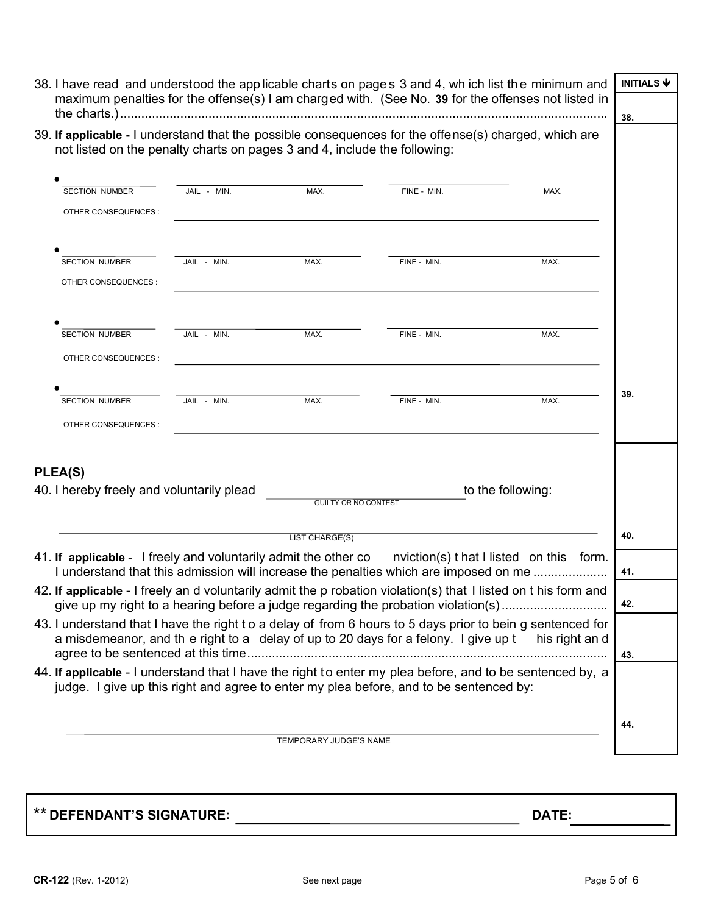| | INITIALS ↓ |
|---|---|
| 38. I have read and understood the applicable charts on pages 3 and 4, which list the minimum and maximum penalties for the offense(s) I am charged with. (See No. **39** for the offenses not listed in the charts.) | 38. |
| 39. **If applicable -** I understand that the possible consequences for the offense(s) charged, which are not listed on the penalty charts on pages 3 and 4, include the following: | 39. |

- \_\_\_\_\_\_\_\_\_\_ SECTION NUMBER \_\_\_\_\_\_\_\_\_\_ JAIL - MIN. \_\_\_\_\_\_\_\_\_\_ MAX. \_\_\_\_\_\_\_\_\_\_ FINE - MIN. \_\_\_\_\_\_\_\_\_\_ MAX.
  OTHER CONSEQUENCES : \_\_\_\_\_\_\_\_\_\_\_\_\_\_\_\_\_\_\_\_
- \_\_\_\_\_\_\_\_\_\_ SECTION NUMBER \_\_\_\_\_\_\_\_\_\_ JAIL - MIN. \_\_\_\_\_\_\_\_\_\_ MAX. \_\_\_\_\_\_\_\_\_\_ FINE - MIN. \_\_\_\_\_\_\_\_\_\_ MAX.
  OTHER CONSEQUENCES : \_\_\_\_\_\_\_\_\_\_\_\_\_\_\_\_\_\_\_\_
- \_\_\_\_\_\_\_\_\_\_ SECTION NUMBER \_\_\_\_\_\_\_\_\_\_ JAIL - MIN. \_\_\_\_\_\_\_\_\_\_ MAX. \_\_\_\_\_\_\_\_\_\_ FINE - MIN. \_\_\_\_\_\_\_\_\_\_ MAX.
  OTHER CONSEQUENCES : \_\_\_\_\_\_\_\_\_\_\_\_\_\_\_\_\_\_\_\_
- \_\_\_\_\_\_\_\_\_\_ SECTION NUMBER \_\_\_\_\_\_\_\_\_\_ JAIL - MIN. \_\_\_\_\_\_\_\_\_\_ MAX. \_\_\_\_\_\_\_\_\_\_ FINE - MIN. \_\_\_\_\_\_\_\_\_\_ MAX.
  OTHER CONSEQUENCES : \_\_\_\_\_\_\_\_\_\_\_\_\_\_\_\_\_\_\_\_

## PLEA(S)

| | |
|---|---|
| 40. I hereby freely and voluntarily plead \_\_\_\_\_\_\_\_\_\_\_\_\_\_\_\_\_\_\_\_ (GUILTY OR NO CONTEST) to the following: \_\_\_\_\_\_\_\_\_\_\_\_\_\_\_\_\_\_\_\_\_\_\_\_\_\_\_\_\_\_\_\_\_\_\_\_\_\_\_\_ LIST CHARGE(S) | 40. |
| 41. **If applicable** - I freely and voluntarily admit the other conviction(s) that I listed on this form. I understand that this admission will increase the penalties which are imposed on me | 41. |
| 42. **If applicable** - I freely and voluntarily admit the probation violation(s) that I listed on this form and give up my right to a hearing before a judge regarding the probation violation(s) | 42. |
| 43. I understand that I have the right to a delay of from 6 hours to 5 days prior to being sentenced for a misdemeanor, and the right to a delay of up to 20 days for a felony. I give up this right and agree to be sentenced at this time | 43. |
| 44. **If applicable** - I understand that I have the right to enter my plea before, and to be sentenced by, a judge. I give up this right and agree to enter my plea before, and to be sentenced by: \_\_\_\_\_\_\_\_\_\_\_\_\_\_\_\_\_\_\_\_\_\_\_\_\_\_\_\_\_\_\_\_\_\_\_\_\_\_\_\_ TEMPORARY JUDGE'S NAME | 44. |

**\*\* DEFENDANT'S SIGNATURE:** \_\_\_\_\_\_\_\_\_\_\_\_\_\_\_\_\_\_\_\_\_\_\_\_\_\_\_\_\_\_ **DATE:** \_\_\_\_\_\_\_\_\_\_\_\_

**CR-122** (Rev. 1-2012) See next page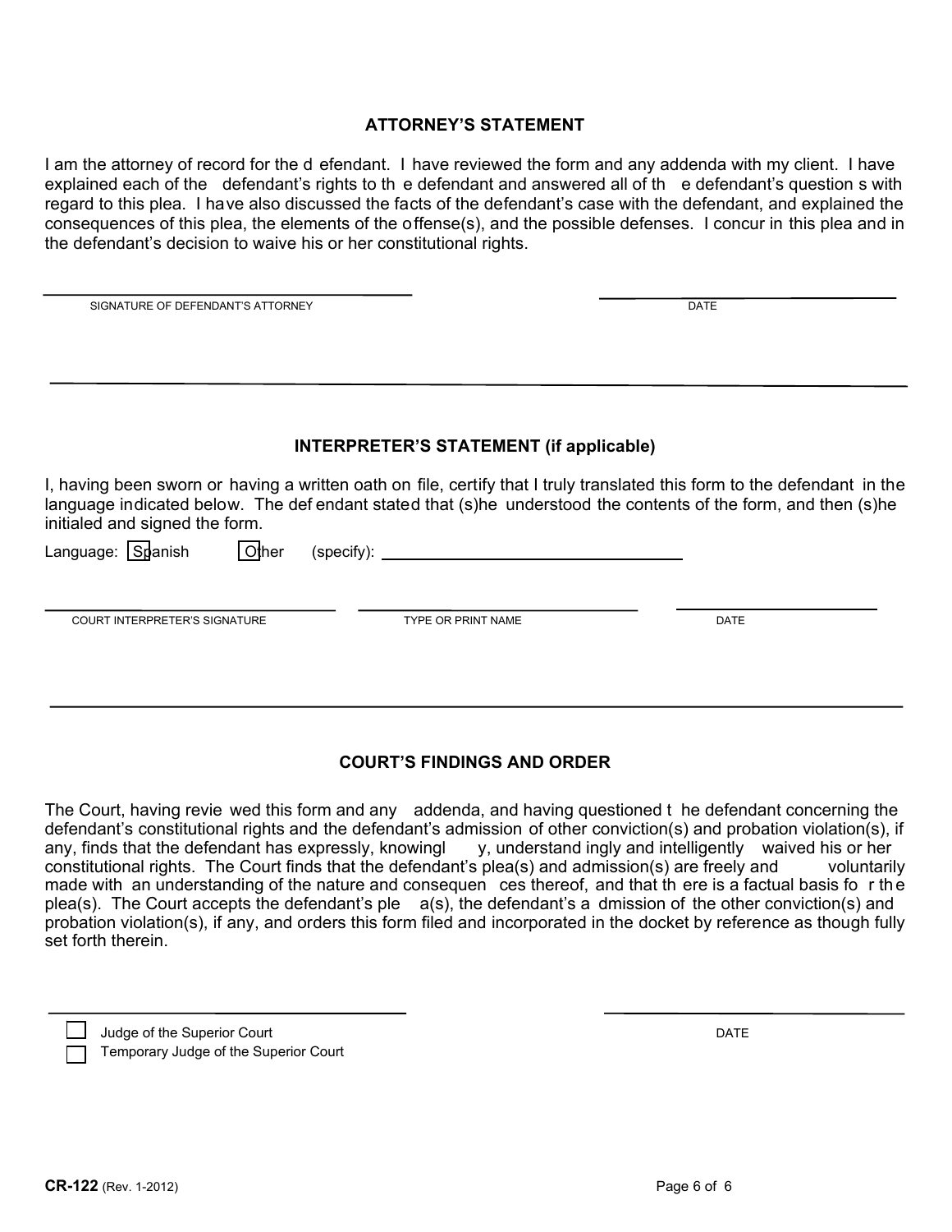## ATTORNEY'S STATEMENT

I am the attorney of record for the defendant. I have reviewed the form and any addenda with my client. I have explained each of the defendant's rights to the defendant and answered all of the defendant's questions with regard to this plea. I have also discussed the facts of the defendant's case with the defendant, and explained the consequences of this plea, the elements of the offense(s), and the possible defenses. I concur in this plea and in the defendant's decision to waive his or her constitutional rights.

___________________________________ SIGNATURE OF DEFENDANT'S ATTORNEY

___________________________________ DATE

---

## INTERPRETER'S STATEMENT (if applicable)

I, having been sworn or having a written oath on file, certify that I truly translated this form to the defendant in the language indicated below. The defendant stated that (s)he understood the contents of the form, and then (s)he initialed and signed the form.

Language: ☐ Spanish ☐ Other (specify): ___________________________________

___________________________________ COURT INTERPRETER'S SIGNATURE

___________________________________ TYPE OR PRINT NAME

___________________________________ DATE

---

## COURT'S FINDINGS AND ORDER

The Court, having reviewed this form and any addenda, and having questioned the defendant concerning the defendant's constitutional rights and the defendant's admission of other conviction(s) and probation violation(s), if any, finds that the defendant has expressly, knowingly, understandingly and intelligently waived his or her constitutional rights. The Court finds that the defendant's plea(s) and admission(s) are freely and voluntarily made with an understanding of the nature and consequences thereof, and that there is a factual basis for the plea(s). The Court accepts the defendant's plea(s), the defendant's admission of the other conviction(s) and probation violation(s), if any, and orders this form filed and incorporated in the docket by reference as though fully set forth therein.

___________________________________

☐ Judge of the Superior Court
☐ Temporary Judge of the Superior Court

___________________________________ DATE

CR-122 (Rev. 1-2012)